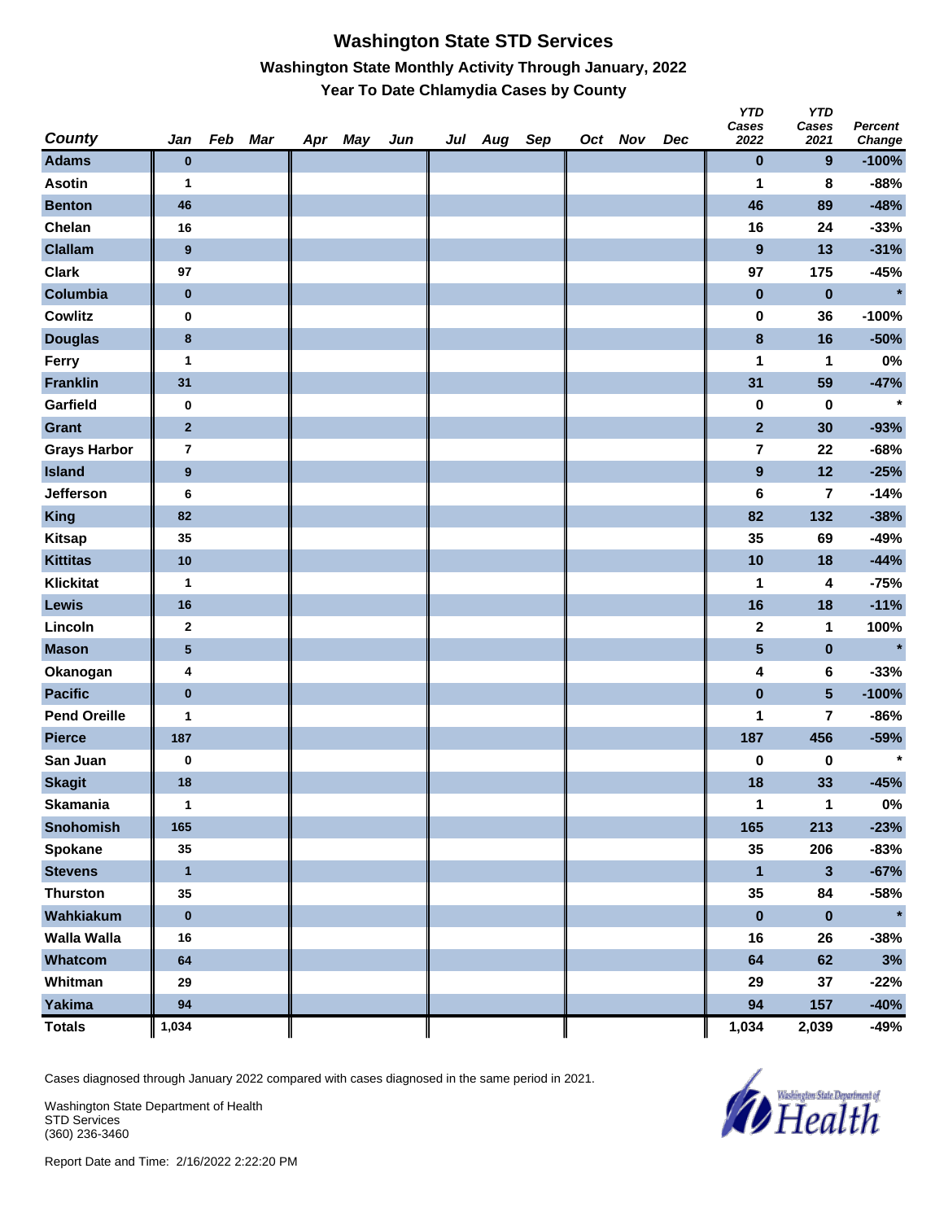# Washington State STD Services

## Washington State Monthly Activity Through January, 2022

### Year To Date Chlamydia Cases by County

| County | Jan | Feb | Mar | Apr | May | Jun | Jul | Aug | Sep | Oct | Nov | Dec | YTD Cases 2022 | YTD Cases 2021 | Percent Change |
|---|---|---|---|---|---|---|---|---|---|---|---|---|---|---|---|
| Adams | 0 | | | | | | | | | | | | 0 | 9 | -100% |
| Asotin | 1 | | | | | | | | | | | | 1 | 8 | -88% |
| Benton | 46 | | | | | | | | | | | | 46 | 89 | -48% |
| Chelan | 16 | | | | | | | | | | | | 16 | 24 | -33% |
| Clallam | 9 | | | | | | | | | | | | 9 | 13 | -31% |
| Clark | 97 | | | | | | | | | | | | 97 | 175 | -45% |
| Columbia | 0 | | | | | | | | | | | | 0 | 0 | * |
| Cowlitz | 0 | | | | | | | | | | | | 0 | 36 | -100% |
| Douglas | 8 | | | | | | | | | | | | 8 | 16 | -50% |
| Ferry | 1 | | | | | | | | | | | | 1 | 1 | 0% |
| Franklin | 31 | | | | | | | | | | | | 31 | 59 | -47% |
| Garfield | 0 | | | | | | | | | | | | 0 | 0 | * |
| Grant | 2 | | | | | | | | | | | | 2 | 30 | -93% |
| Grays Harbor | 7 | | | | | | | | | | | | 7 | 22 | -68% |
| Island | 9 | | | | | | | | | | | | 9 | 12 | -25% |
| Jefferson | 6 | | | | | | | | | | | | 6 | 7 | -14% |
| King | 82 | | | | | | | | | | | | 82 | 132 | -38% |
| Kitsap | 35 | | | | | | | | | | | | 35 | 69 | -49% |
| Kittitas | 10 | | | | | | | | | | | | 10 | 18 | -44% |
| Klickitat | 1 | | | | | | | | | | | | 1 | 4 | -75% |
| Lewis | 16 | | | | | | | | | | | | 16 | 18 | -11% |
| Lincoln | 2 | | | | | | | | | | | | 2 | 1 | 100% |
| Mason | 5 | | | | | | | | | | | | 5 | 0 | * |
| Okanogan | 4 | | | | | | | | | | | | 4 | 6 | -33% |
| Pacific | 0 | | | | | | | | | | | | 0 | 5 | -100% |
| Pend Oreille | 1 | | | | | | | | | | | | 1 | 7 | -86% |
| Pierce | 187 | | | | | | | | | | | | 187 | 456 | -59% |
| San Juan | 0 | | | | | | | | | | | | 0 | 0 | * |
| Skagit | 18 | | | | | | | | | | | | 18 | 33 | -45% |
| Skamania | 1 | | | | | | | | | | | | 1 | 1 | 0% |
| Snohomish | 165 | | | | | | | | | | | | 165 | 213 | -23% |
| Spokane | 35 | | | | | | | | | | | | 35 | 206 | -83% |
| Stevens | 1 | | | | | | | | | | | | 1 | 3 | -67% |
| Thurston | 35 | | | | | | | | | | | | 35 | 84 | -58% |
| Wahkiakum | 0 | | | | | | | | | | | | 0 | 0 | * |
| Walla Walla | 16 | | | | | | | | | | | | 16 | 26 | -38% |
| Whatcom | 64 | | | | | | | | | | | | 64 | 62 | 3% |
| Whitman | 29 | | | | | | | | | | | | 29 | 37 | -22% |
| Yakima | 94 | | | | | | | | | | | | 94 | 157 | -40% |
| **Totals** | **1,034** | | | | | | | | | | | | **1,034** | **2,039** | **-49%** |

Cases diagnosed through January 2022 compared with cases diagnosed in the same period in 2021.

Washington State Department of Health
STD Services
(360) 236-3460

Report Date and Time: 2/16/2022 2:22:20 PM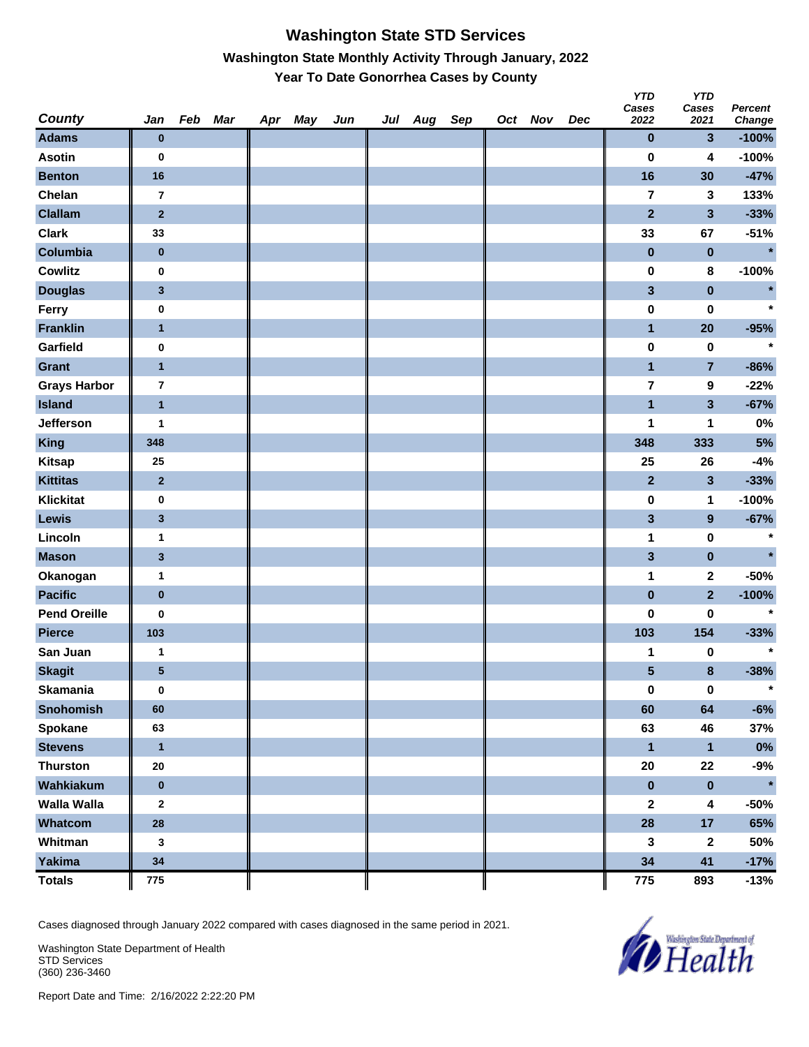# Washington State STD Services

## Washington State Monthly Activity Through January, 2022

### Year To Date Gonorrhea Cases by County

| County | Jan | Feb | Mar | Apr | May | Jun | Jul | Aug | Sep | Oct | Nov | Dec | YTD Cases 2022 | YTD Cases 2021 | Percent Change |
|---|---|---|---|---|---|---|---|---|---|---|---|---|---|---|---|
| Adams | 0 | | | | | | | | | | | | 0 | 3 | -100% |
| Asotin | 0 | | | | | | | | | | | | 0 | 4 | -100% |
| Benton | 16 | | | | | | | | | | | | 16 | 30 | -47% |
| Chelan | 7 | | | | | | | | | | | | 7 | 3 | 133% |
| Clallam | 2 | | | | | | | | | | | | 2 | 3 | -33% |
| Clark | 33 | | | | | | | | | | | | 33 | 67 | -51% |
| Columbia | 0 | | | | | | | | | | | | 0 | 0 | * |
| Cowlitz | 0 | | | | | | | | | | | | 0 | 8 | -100% |
| Douglas | 3 | | | | | | | | | | | | 3 | 0 | * |
| Ferry | 0 | | | | | | | | | | | | 0 | 0 | * |
| Franklin | 1 | | | | | | | | | | | | 1 | 20 | -95% |
| Garfield | 0 | | | | | | | | | | | | 0 | 0 | * |
| Grant | 1 | | | | | | | | | | | | 1 | 7 | -86% |
| Grays Harbor | 7 | | | | | | | | | | | | 7 | 9 | -22% |
| Island | 1 | | | | | | | | | | | | 1 | 3 | -67% |
| Jefferson | 1 | | | | | | | | | | | | 1 | 1 | 0% |
| King | 348 | | | | | | | | | | | | 348 | 333 | 5% |
| Kitsap | 25 | | | | | | | | | | | | 25 | 26 | -4% |
| Kittitas | 2 | | | | | | | | | | | | 2 | 3 | -33% |
| Klickitat | 0 | | | | | | | | | | | | 0 | 1 | -100% |
| Lewis | 3 | | | | | | | | | | | | 3 | 9 | -67% |
| Lincoln | 1 | | | | | | | | | | | | 1 | 0 | * |
| Mason | 3 | | | | | | | | | | | | 3 | 0 | * |
| Okanogan | 1 | | | | | | | | | | | | 1 | 2 | -50% |
| Pacific | 0 | | | | | | | | | | | | 0 | 2 | -100% |
| Pend Oreille | 0 | | | | | | | | | | | | 0 | 0 | * |
| Pierce | 103 | | | | | | | | | | | | 103 | 154 | -33% |
| San Juan | 1 | | | | | | | | | | | | 1 | 0 | * |
| Skagit | 5 | | | | | | | | | | | | 5 | 8 | -38% |
| Skamania | 0 | | | | | | | | | | | | 0 | 0 | * |
| Snohomish | 60 | | | | | | | | | | | | 60 | 64 | -6% |
| Spokane | 63 | | | | | | | | | | | | 63 | 46 | 37% |
| Stevens | 1 | | | | | | | | | | | | 1 | 1 | 0% |
| Thurston | 20 | | | | | | | | | | | | 20 | 22 | -9% |
| Wahkiakum | 0 | | | | | | | | | | | | 0 | 0 | * |
| Walla Walla | 2 | | | | | | | | | | | | 2 | 4 | -50% |
| Whatcom | 28 | | | | | | | | | | | | 28 | 17 | 65% |
| Whitman | 3 | | | | | | | | | | | | 3 | 2 | 50% |
| Yakima | 34 | | | | | | | | | | | | 34 | 41 | -17% |
| **Totals** | 775 | | | | | | | | | | | | 775 | 893 | -13% |

Cases diagnosed through January 2022 compared with cases diagnosed in the same period in 2021.

Washington State Department of Health
STD Services
(360) 236-3460

Report Date and Time: 2/16/2022 2:22:20 PM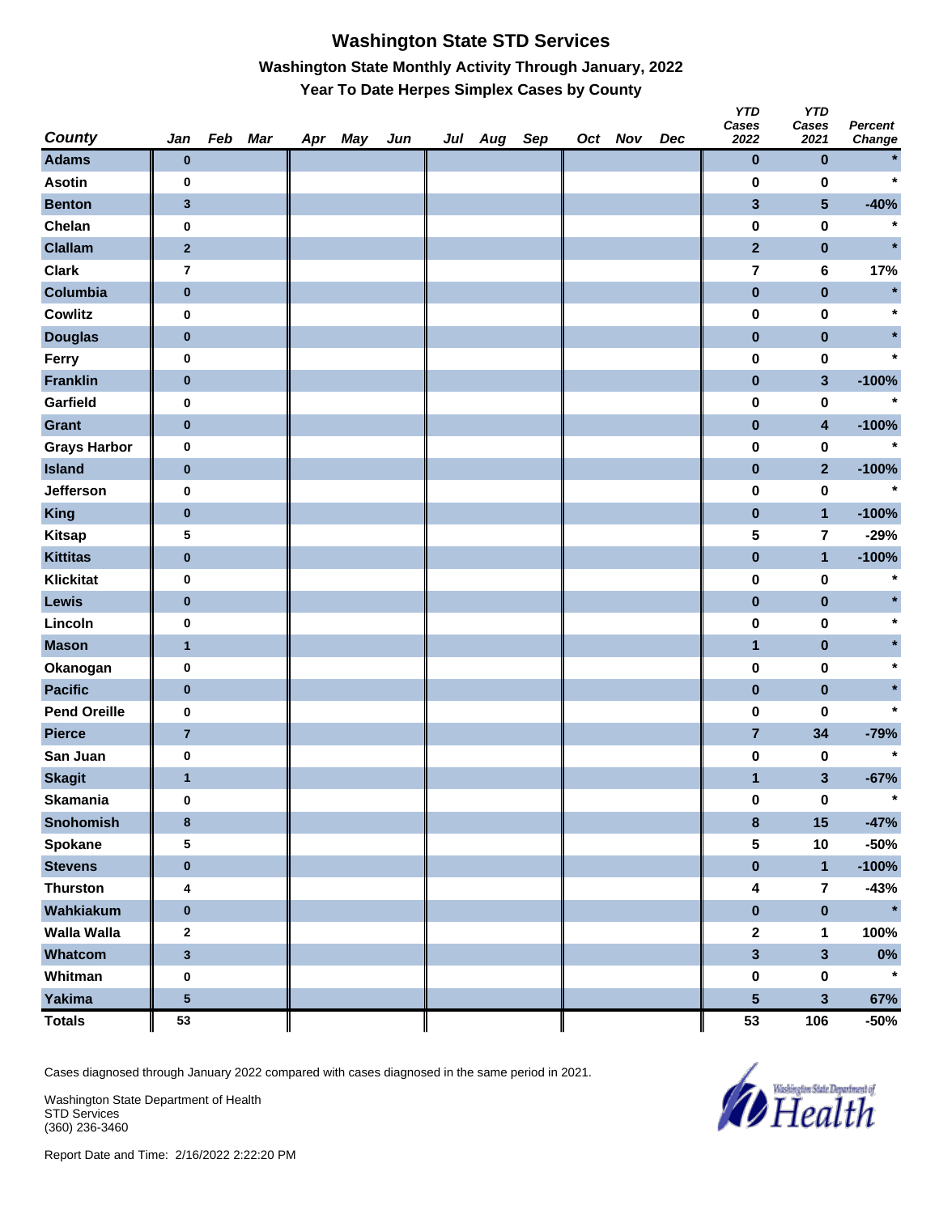# Washington State STD Services

## Washington State Monthly Activity Through January, 2022

### Year To Date Herpes Simplex Cases by County

| County | Jan | Feb | Mar | Apr | May | Jun | Jul | Aug | Sep | Oct | Nov | Dec | YTD Cases 2022 | YTD Cases 2021 | Percent Change |
|---|---|---|---|---|---|---|---|---|---|---|---|---|---|---|---|
| Adams | 0 | | | | | | | | | | | | 0 | 0 | * |
| Asotin | 0 | | | | | | | | | | | | 0 | 0 | * |
| Benton | 3 | | | | | | | | | | | | 3 | 5 | -40% |
| Chelan | 0 | | | | | | | | | | | | 0 | 0 | * |
| Clallam | 2 | | | | | | | | | | | | 2 | 0 | * |
| Clark | 7 | | | | | | | | | | | | 7 | 6 | 17% |
| Columbia | 0 | | | | | | | | | | | | 0 | 0 | * |
| Cowlitz | 0 | | | | | | | | | | | | 0 | 0 | * |
| Douglas | 0 | | | | | | | | | | | | 0 | 0 | * |
| Ferry | 0 | | | | | | | | | | | | 0 | 0 | * |
| Franklin | 0 | | | | | | | | | | | | 0 | 3 | -100% |
| Garfield | 0 | | | | | | | | | | | | 0 | 0 | * |
| Grant | 0 | | | | | | | | | | | | 0 | 4 | -100% |
| Grays Harbor | 0 | | | | | | | | | | | | 0 | 0 | * |
| Island | 0 | | | | | | | | | | | | 0 | 2 | -100% |
| Jefferson | 0 | | | | | | | | | | | | 0 | 0 | * |
| King | 0 | | | | | | | | | | | | 0 | 1 | -100% |
| Kitsap | 5 | | | | | | | | | | | | 5 | 7 | -29% |
| Kittitas | 0 | | | | | | | | | | | | 0 | 1 | -100% |
| Klickitat | 0 | | | | | | | | | | | | 0 | 0 | * |
| Lewis | 0 | | | | | | | | | | | | 0 | 0 | * |
| Lincoln | 0 | | | | | | | | | | | | 0 | 0 | * |
| Mason | 1 | | | | | | | | | | | | 1 | 0 | * |
| Okanogan | 0 | | | | | | | | | | | | 0 | 0 | * |
| Pacific | 0 | | | | | | | | | | | | 0 | 0 | * |
| Pend Oreille | 0 | | | | | | | | | | | | 0 | 0 | * |
| Pierce | 7 | | | | | | | | | | | | 7 | 34 | -79% |
| San Juan | 0 | | | | | | | | | | | | 0 | 0 | * |
| Skagit | 1 | | | | | | | | | | | | 1 | 3 | -67% |
| Skamania | 0 | | | | | | | | | | | | 0 | 0 | * |
| Snohomish | 8 | | | | | | | | | | | | 8 | 15 | -47% |
| Spokane | 5 | | | | | | | | | | | | 5 | 10 | -50% |
| Stevens | 0 | | | | | | | | | | | | 0 | 1 | -100% |
| Thurston | 4 | | | | | | | | | | | | 4 | 7 | -43% |
| Wahkiakum | 0 | | | | | | | | | | | | 0 | 0 | * |
| Walla Walla | 2 | | | | | | | | | | | | 2 | 1 | 100% |
| Whatcom | 3 | | | | | | | | | | | | 3 | 3 | 0% |
| Whitman | 0 | | | | | | | | | | | | 0 | 0 | * |
| Yakima | 5 | | | | | | | | | | | | 5 | 3 | 67% |
| Totals | 53 | | | | | | | | | | | | 53 | 106 | -50% |

Cases diagnosed through January 2022 compared with cases diagnosed in the same period in 2021.

Washington State Department of Health
STD Services
(360) 236-3460

Report Date and Time: 2/16/2022 2:22:20 PM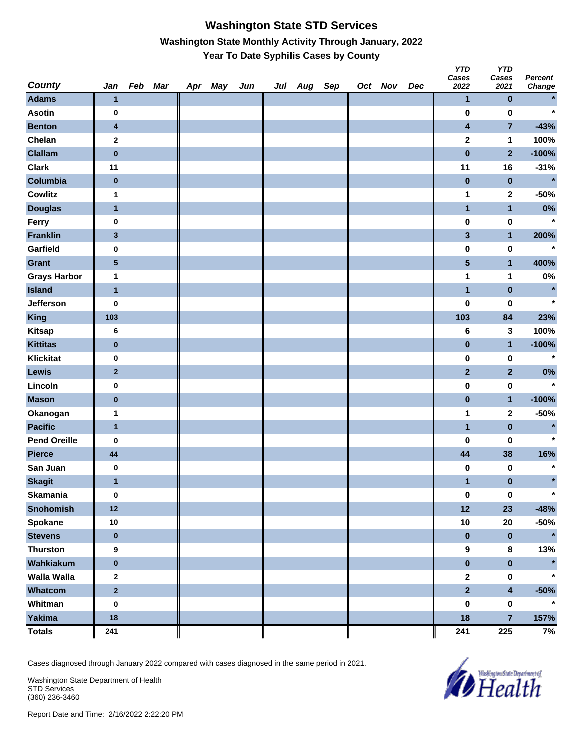# Washington State STD Services

## Washington State Monthly Activity Through January, 2022

### Year To Date Syphilis Cases by County

| County | Jan | Feb | Mar | Apr | May | Jun | Jul | Aug | Sep | Oct | Nov | Dec | YTD Cases 2022 | YTD Cases 2021 | Percent Change |
|---|---|---|---|---|---|---|---|---|---|---|---|---|---|---|---|
| Adams | 1 | | | | | | | | | | | | 1 | 0 | * |
| Asotin | 0 | | | | | | | | | | | | 0 | 0 | * |
| Benton | 4 | | | | | | | | | | | | 4 | 7 | -43% |
| Chelan | 2 | | | | | | | | | | | | 2 | 1 | 100% |
| Clallam | 0 | | | | | | | | | | | | 0 | 2 | -100% |
| Clark | 11 | | | | | | | | | | | | 11 | 16 | -31% |
| Columbia | 0 | | | | | | | | | | | | 0 | 0 | * |
| Cowlitz | 1 | | | | | | | | | | | | 1 | 2 | -50% |
| Douglas | 1 | | | | | | | | | | | | 1 | 1 | 0% |
| Ferry | 0 | | | | | | | | | | | | 0 | 0 | * |
| Franklin | 3 | | | | | | | | | | | | 3 | 1 | 200% |
| Garfield | 0 | | | | | | | | | | | | 0 | 0 | * |
| Grant | 5 | | | | | | | | | | | | 5 | 1 | 400% |
| Grays Harbor | 1 | | | | | | | | | | | | 1 | 1 | 0% |
| Island | 1 | | | | | | | | | | | | 1 | 0 | * |
| Jefferson | 0 | | | | | | | | | | | | 0 | 0 | * |
| King | 103 | | | | | | | | | | | | 103 | 84 | 23% |
| Kitsap | 6 | | | | | | | | | | | | 6 | 3 | 100% |
| Kittitas | 0 | | | | | | | | | | | | 0 | 1 | -100% |
| Klickitat | 0 | | | | | | | | | | | | 0 | 0 | * |
| Lewis | 2 | | | | | | | | | | | | 2 | 2 | 0% |
| Lincoln | 0 | | | | | | | | | | | | 0 | 0 | * |
| Mason | 0 | | | | | | | | | | | | 0 | 1 | -100% |
| Okanogan | 1 | | | | | | | | | | | | 1 | 2 | -50% |
| Pacific | 1 | | | | | | | | | | | | 1 | 0 | * |
| Pend Oreille | 0 | | | | | | | | | | | | 0 | 0 | * |
| Pierce | 44 | | | | | | | | | | | | 44 | 38 | 16% |
| San Juan | 0 | | | | | | | | | | | | 0 | 0 | * |
| Skagit | 1 | | | | | | | | | | | | 1 | 0 | * |
| Skamania | 0 | | | | | | | | | | | | 0 | 0 | * |
| Snohomish | 12 | | | | | | | | | | | | 12 | 23 | -48% |
| Spokane | 10 | | | | | | | | | | | | 10 | 20 | -50% |
| Stevens | 0 | | | | | | | | | | | | 0 | 0 | * |
| Thurston | 9 | | | | | | | | | | | | 9 | 8 | 13% |
| Wahkiakum | 0 | | | | | | | | | | | | 0 | 0 | * |
| Walla Walla | 2 | | | | | | | | | | | | 2 | 0 | * |
| Whatcom | 2 | | | | | | | | | | | | 2 | 4 | -50% |
| Whitman | 0 | | | | | | | | | | | | 0 | 0 | * |
| Yakima | 18 | | | | | | | | | | | | 18 | 7 | 157% |
| Totals | 241 | | | | | | | | | | | | 241 | 225 | 7% |

Cases diagnosed through January 2022 compared with cases diagnosed in the same period in 2021.

Washington State Department of Health
STD Services
(360) 236-3460

Report Date and Time: 2/16/2022 2:22:20 PM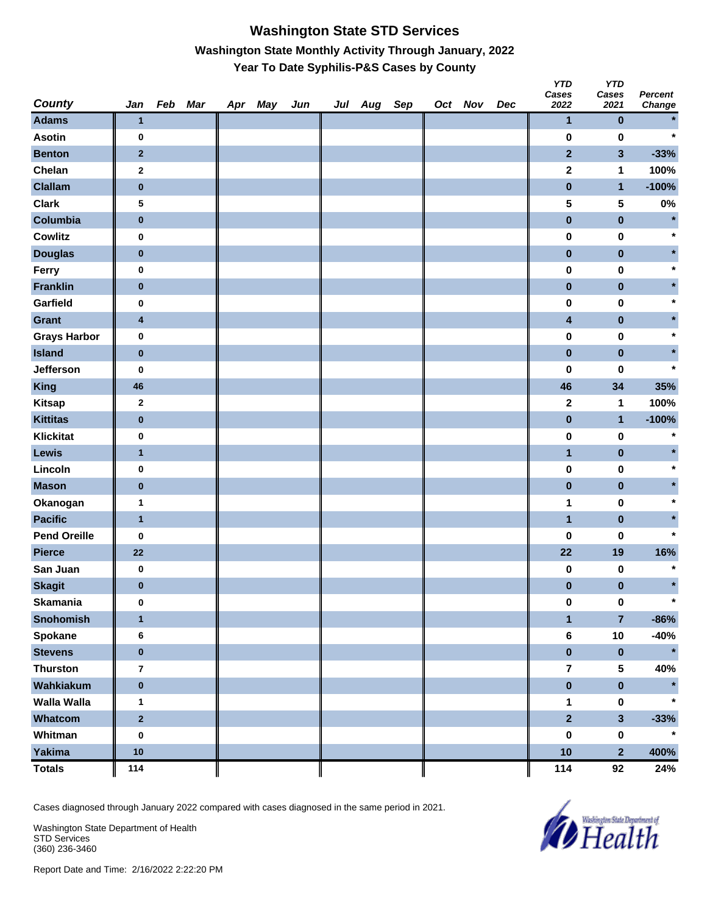# Washington State STD Services

## Washington State Monthly Activity Through January, 2022

### Year To Date Syphilis-P&S Cases by County

| County | Jan | Feb | Mar | Apr | May | Jun | Jul | Aug | Sep | Oct | Nov | Dec | YTD Cases 2022 | YTD Cases 2021 | Percent Change |
|---|---|---|---|---|---|---|---|---|---|---|---|---|---|---|---|
| Adams | 1 | | | | | | | | | | | | 1 | 0 | * |
| Asotin | 0 | | | | | | | | | | | | 0 | 0 | * |
| Benton | 2 | | | | | | | | | | | | 2 | 3 | -33% |
| Chelan | 2 | | | | | | | | | | | | 2 | 1 | 100% |
| Clallam | 0 | | | | | | | | | | | | 0 | 1 | -100% |
| Clark | 5 | | | | | | | | | | | | 5 | 5 | 0% |
| Columbia | 0 | | | | | | | | | | | | 0 | 0 | * |
| Cowlitz | 0 | | | | | | | | | | | | 0 | 0 | * |
| Douglas | 0 | | | | | | | | | | | | 0 | 0 | * |
| Ferry | 0 | | | | | | | | | | | | 0 | 0 | * |
| Franklin | 0 | | | | | | | | | | | | 0 | 0 | * |
| Garfield | 0 | | | | | | | | | | | | 0 | 0 | * |
| Grant | 4 | | | | | | | | | | | | 4 | 0 | * |
| Grays Harbor | 0 | | | | | | | | | | | | 0 | 0 | * |
| Island | 0 | | | | | | | | | | | | 0 | 0 | * |
| Jefferson | 0 | | | | | | | | | | | | 0 | 0 | * |
| King | 46 | | | | | | | | | | | | 46 | 34 | 35% |
| Kitsap | 2 | | | | | | | | | | | | 2 | 1 | 100% |
| Kittitas | 0 | | | | | | | | | | | | 0 | 1 | -100% |
| Klickitat | 0 | | | | | | | | | | | | 0 | 0 | * |
| Lewis | 1 | | | | | | | | | | | | 1 | 0 | * |
| Lincoln | 0 | | | | | | | | | | | | 0 | 0 | * |
| Mason | 0 | | | | | | | | | | | | 0 | 0 | * |
| Okanogan | 1 | | | | | | | | | | | | 1 | 0 | * |
| Pacific | 1 | | | | | | | | | | | | 1 | 0 | * |
| Pend Oreille | 0 | | | | | | | | | | | | 0 | 0 | * |
| Pierce | 22 | | | | | | | | | | | | 22 | 19 | 16% |
| San Juan | 0 | | | | | | | | | | | | 0 | 0 | * |
| Skagit | 0 | | | | | | | | | | | | 0 | 0 | * |
| Skamania | 0 | | | | | | | | | | | | 0 | 0 | * |
| Snohomish | 1 | | | | | | | | | | | | 1 | 7 | -86% |
| Spokane | 6 | | | | | | | | | | | | 6 | 10 | -40% |
| Stevens | 0 | | | | | | | | | | | | 0 | 0 | * |
| Thurston | 7 | | | | | | | | | | | | 7 | 5 | 40% |
| Wahkiakum | 0 | | | | | | | | | | | | 0 | 0 | * |
| Walla Walla | 1 | | | | | | | | | | | | 1 | 0 | * |
| Whatcom | 2 | | | | | | | | | | | | 2 | 3 | -33% |
| Whitman | 0 | | | | | | | | | | | | 0 | 0 | * |
| Yakima | 10 | | | | | | | | | | | | 10 | 2 | 400% |
| Totals | 114 | | | | | | | | | | | | 114 | 92 | 24% |

Cases diagnosed through January 2022 compared with cases diagnosed in the same period in 2021.

Washington State Department of Health
STD Services
(360) 236-3460

Report Date and Time: 2/16/2022 2:22:20 PM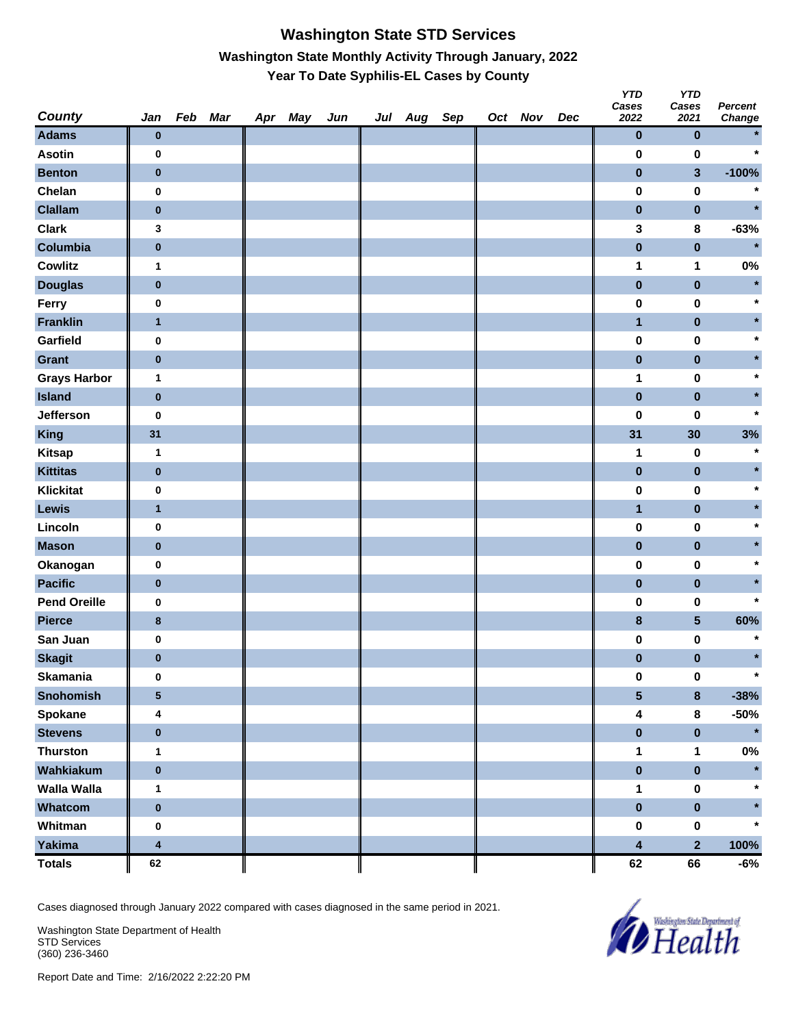# Washington State STD Services

## Washington State Monthly Activity Through January, 2022

### Year To Date Syphilis-EL Cases by County

| County | Jan | Feb | Mar | Apr | May | Jun | Jul | Aug | Sep | Oct | Nov | Dec | YTD Cases 2022 | YTD Cases 2021 | Percent Change |
|---|---|---|---|---|---|---|---|---|---|---|---|---|---|---|---|
| Adams | 0 | | | | | | | | | | | | 0 | 0 | * |
| Asotin | 0 | | | | | | | | | | | | 0 | 0 | * |
| Benton | 0 | | | | | | | | | | | | 0 | 3 | -100% |
| Chelan | 0 | | | | | | | | | | | | 0 | 0 | * |
| Clallam | 0 | | | | | | | | | | | | 0 | 0 | * |
| Clark | 3 | | | | | | | | | | | | 3 | 8 | -63% |
| Columbia | 0 | | | | | | | | | | | | 0 | 0 | * |
| Cowlitz | 1 | | | | | | | | | | | | 1 | 1 | 0% |
| Douglas | 0 | | | | | | | | | | | | 0 | 0 | * |
| Ferry | 0 | | | | | | | | | | | | 0 | 0 | * |
| Franklin | 1 | | | | | | | | | | | | 1 | 0 | * |
| Garfield | 0 | | | | | | | | | | | | 0 | 0 | * |
| Grant | 0 | | | | | | | | | | | | 0 | 0 | * |
| Grays Harbor | 1 | | | | | | | | | | | | 1 | 0 | * |
| Island | 0 | | | | | | | | | | | | 0 | 0 | * |
| Jefferson | 0 | | | | | | | | | | | | 0 | 0 | * |
| King | 31 | | | | | | | | | | | | 31 | 30 | 3% |
| Kitsap | 1 | | | | | | | | | | | | 1 | 0 | * |
| Kittitas | 0 | | | | | | | | | | | | 0 | 0 | * |
| Klickitat | 0 | | | | | | | | | | | | 0 | 0 | * |
| Lewis | 1 | | | | | | | | | | | | 1 | 0 | * |
| Lincoln | 0 | | | | | | | | | | | | 0 | 0 | * |
| Mason | 0 | | | | | | | | | | | | 0 | 0 | * |
| Okanogan | 0 | | | | | | | | | | | | 0 | 0 | * |
| Pacific | 0 | | | | | | | | | | | | 0 | 0 | * |
| Pend Oreille | 0 | | | | | | | | | | | | 0 | 0 | * |
| Pierce | 8 | | | | | | | | | | | | 8 | 5 | 60% |
| San Juan | 0 | | | | | | | | | | | | 0 | 0 | * |
| Skagit | 0 | | | | | | | | | | | | 0 | 0 | * |
| Skamania | 0 | | | | | | | | | | | | 0 | 0 | * |
| Snohomish | 5 | | | | | | | | | | | | 5 | 8 | -38% |
| Spokane | 4 | | | | | | | | | | | | 4 | 8 | -50% |
| Stevens | 0 | | | | | | | | | | | | 0 | 0 | * |
| Thurston | 1 | | | | | | | | | | | | 1 | 1 | 0% |
| Wahkiakum | 0 | | | | | | | | | | | | 0 | 0 | * |
| Walla Walla | 1 | | | | | | | | | | | | 1 | 0 | * |
| Whatcom | 0 | | | | | | | | | | | | 0 | 0 | * |
| Whitman | 0 | | | | | | | | | | | | 0 | 0 | * |
| Yakima | 4 | | | | | | | | | | | | 4 | 2 | 100% |
| Totals | 62 | | | | | | | | | | | | 62 | 66 | -6% |

Cases diagnosed through January 2022 compared with cases diagnosed in the same period in 2021.

Washington State Department of Health
STD Services
(360) 236-3460

Report Date and Time: 2/16/2022 2:22:20 PM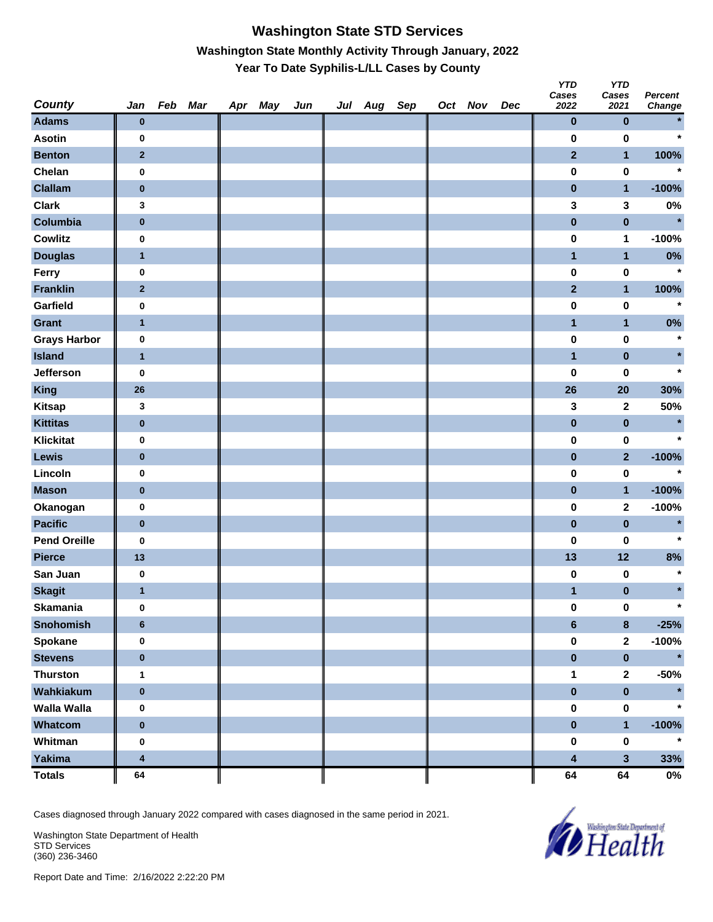# Washington State STD Services

## Washington State Monthly Activity Through January, 2022

### Year To Date Syphilis-L/LL Cases by County

| County | Jan | Feb | Mar | Apr | May | Jun | Jul | Aug | Sep | Oct | Nov | Dec | YTD Cases 2022 | YTD Cases 2021 | Percent Change |
|---|---|---|---|---|---|---|---|---|---|---|---|---|---|---|---|
| Adams | 0 | | | | | | | | | | | | 0 | 0 | * |
| Asotin | 0 | | | | | | | | | | | | 0 | 0 | * |
| Benton | 2 | | | | | | | | | | | | 2 | 1 | 100% |
| Chelan | 0 | | | | | | | | | | | | 0 | 0 | * |
| Clallam | 0 | | | | | | | | | | | | 0 | 1 | -100% |
| Clark | 3 | | | | | | | | | | | | 3 | 3 | 0% |
| Columbia | 0 | | | | | | | | | | | | 0 | 0 | * |
| Cowlitz | 0 | | | | | | | | | | | | 0 | 1 | -100% |
| Douglas | 1 | | | | | | | | | | | | 1 | 1 | 0% |
| Ferry | 0 | | | | | | | | | | | | 0 | 0 | * |
| Franklin | 2 | | | | | | | | | | | | 2 | 1 | 100% |
| Garfield | 0 | | | | | | | | | | | | 0 | 0 | * |
| Grant | 1 | | | | | | | | | | | | 1 | 1 | 0% |
| Grays Harbor | 0 | | | | | | | | | | | | 0 | 0 | * |
| Island | 1 | | | | | | | | | | | | 1 | 0 | * |
| Jefferson | 0 | | | | | | | | | | | | 0 | 0 | * |
| King | 26 | | | | | | | | | | | | 26 | 20 | 30% |
| Kitsap | 3 | | | | | | | | | | | | 3 | 2 | 50% |
| Kittitas | 0 | | | | | | | | | | | | 0 | 0 | * |
| Klickitat | 0 | | | | | | | | | | | | 0 | 0 | * |
| Lewis | 0 | | | | | | | | | | | | 0 | 2 | -100% |
| Lincoln | 0 | | | | | | | | | | | | 0 | 0 | * |
| Mason | 0 | | | | | | | | | | | | 0 | 1 | -100% |
| Okanogan | 0 | | | | | | | | | | | | 0 | 2 | -100% |
| Pacific | 0 | | | | | | | | | | | | 0 | 0 | * |
| Pend Oreille | 0 | | | | | | | | | | | | 0 | 0 | * |
| Pierce | 13 | | | | | | | | | | | | 13 | 12 | 8% |
| San Juan | 0 | | | | | | | | | | | | 0 | 0 | * |
| Skagit | 1 | | | | | | | | | | | | 1 | 0 | * |
| Skamania | 0 | | | | | | | | | | | | 0 | 0 | * |
| Snohomish | 6 | | | | | | | | | | | | 6 | 8 | -25% |
| Spokane | 0 | | | | | | | | | | | | 0 | 2 | -100% |
| Stevens | 0 | | | | | | | | | | | | 0 | 0 | * |
| Thurston | 1 | | | | | | | | | | | | 1 | 2 | -50% |
| Wahkiakum | 0 | | | | | | | | | | | | 0 | 0 | * |
| Walla Walla | 0 | | | | | | | | | | | | 0 | 0 | * |
| Whatcom | 0 | | | | | | | | | | | | 0 | 1 | -100% |
| Whitman | 0 | | | | | | | | | | | | 0 | 0 | * |
| Yakima | 4 | | | | | | | | | | | | 4 | 3 | 33% |
| Totals | 64 | | | | | | | | | | | | 64 | 64 | 0% |

Cases diagnosed through January 2022 compared with cases diagnosed in the same period in 2021.

Washington State Department of Health
STD Services
(360) 236-3460

Report Date and Time: 2/16/2022 2:22:20 PM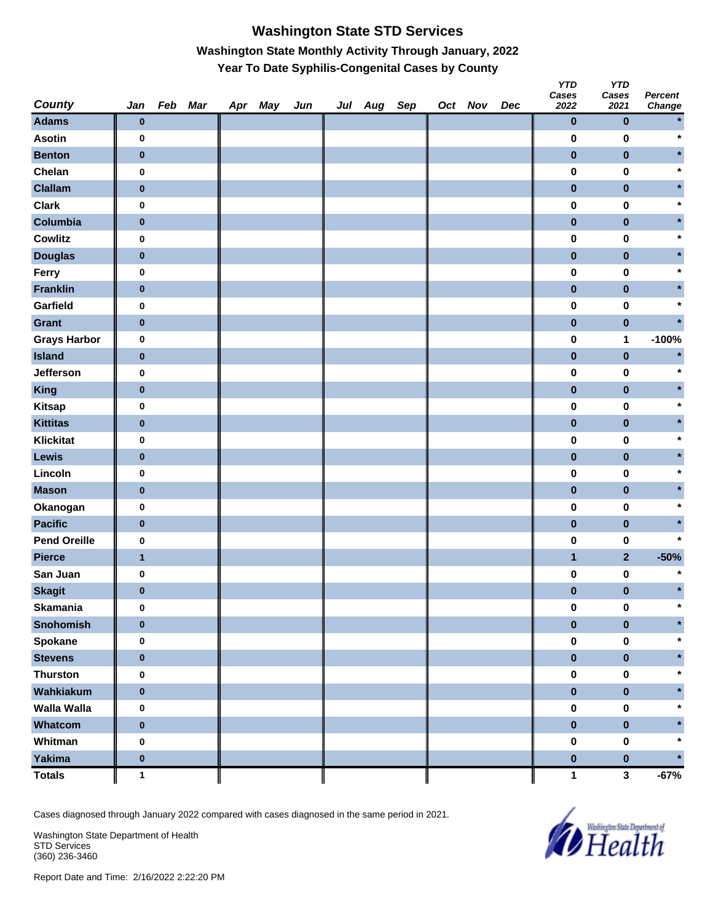# Washington State STD Services

## Washington State Monthly Activity Through January, 2022

### Year To Date Syphilis-Congenital Cases by County

| County | Jan | Feb | Mar | Apr | May | Jun | Jul | Aug | Sep | Oct | Nov | Dec | YTD Cases 2022 | YTD Cases 2021 | Percent Change |
|---|---|---|---|---|---|---|---|---|---|---|---|---|---|---|---|
| Adams | 0 | | | | | | | | | | | | 0 | 0 | * |
| Asotin | 0 | | | | | | | | | | | | 0 | 0 | * |
| Benton | 0 | | | | | | | | | | | | 0 | 0 | * |
| Chelan | 0 | | | | | | | | | | | | 0 | 0 | * |
| Clallam | 0 | | | | | | | | | | | | 0 | 0 | * |
| Clark | 0 | | | | | | | | | | | | 0 | 0 | * |
| Columbia | 0 | | | | | | | | | | | | 0 | 0 | * |
| Cowlitz | 0 | | | | | | | | | | | | 0 | 0 | * |
| Douglas | 0 | | | | | | | | | | | | 0 | 0 | * |
| Ferry | 0 | | | | | | | | | | | | 0 | 0 | * |
| Franklin | 0 | | | | | | | | | | | | 0 | 0 | * |
| Garfield | 0 | | | | | | | | | | | | 0 | 0 | * |
| Grant | 0 | | | | | | | | | | | | 0 | 0 | * |
| Grays Harbor | 0 | | | | | | | | | | | | 0 | 1 | -100% |
| Island | 0 | | | | | | | | | | | | 0 | 0 | * |
| Jefferson | 0 | | | | | | | | | | | | 0 | 0 | * |
| King | 0 | | | | | | | | | | | | 0 | 0 | * |
| Kitsap | 0 | | | | | | | | | | | | 0 | 0 | * |
| Kittitas | 0 | | | | | | | | | | | | 0 | 0 | * |
| Klickitat | 0 | | | | | | | | | | | | 0 | 0 | * |
| Lewis | 0 | | | | | | | | | | | | 0 | 0 | * |
| Lincoln | 0 | | | | | | | | | | | | 0 | 0 | * |
| Mason | 0 | | | | | | | | | | | | 0 | 0 | * |
| Okanogan | 0 | | | | | | | | | | | | 0 | 0 | * |
| Pacific | 0 | | | | | | | | | | | | 0 | 0 | * |
| Pend Oreille | 0 | | | | | | | | | | | | 0 | 0 | * |
| Pierce | 1 | | | | | | | | | | | | 1 | 2 | -50% |
| San Juan | 0 | | | | | | | | | | | | 0 | 0 | * |
| Skagit | 0 | | | | | | | | | | | | 0 | 0 | * |
| Skamania | 0 | | | | | | | | | | | | 0 | 0 | * |
| Snohomish | 0 | | | | | | | | | | | | 0 | 0 | * |
| Spokane | 0 | | | | | | | | | | | | 0 | 0 | * |
| Stevens | 0 | | | | | | | | | | | | 0 | 0 | * |
| Thurston | 0 | | | | | | | | | | | | 0 | 0 | * |
| Wahkiakum | 0 | | | | | | | | | | | | 0 | 0 | * |
| Walla Walla | 0 | | | | | | | | | | | | 0 | 0 | * |
| Whatcom | 0 | | | | | | | | | | | | 0 | 0 | * |
| Whitman | 0 | | | | | | | | | | | | 0 | 0 | * |
| Yakima | 0 | | | | | | | | | | | | 0 | 0 | * |
| Totals | 1 | | | | | | | | | | | | 1 | 3 | -67% |

Cases diagnosed through January 2022 compared with cases diagnosed in the same period in 2021.

Washington State Department of Health
STD Services
(360) 236-3460

Report Date and Time: 2/16/2022 2:22:20 PM